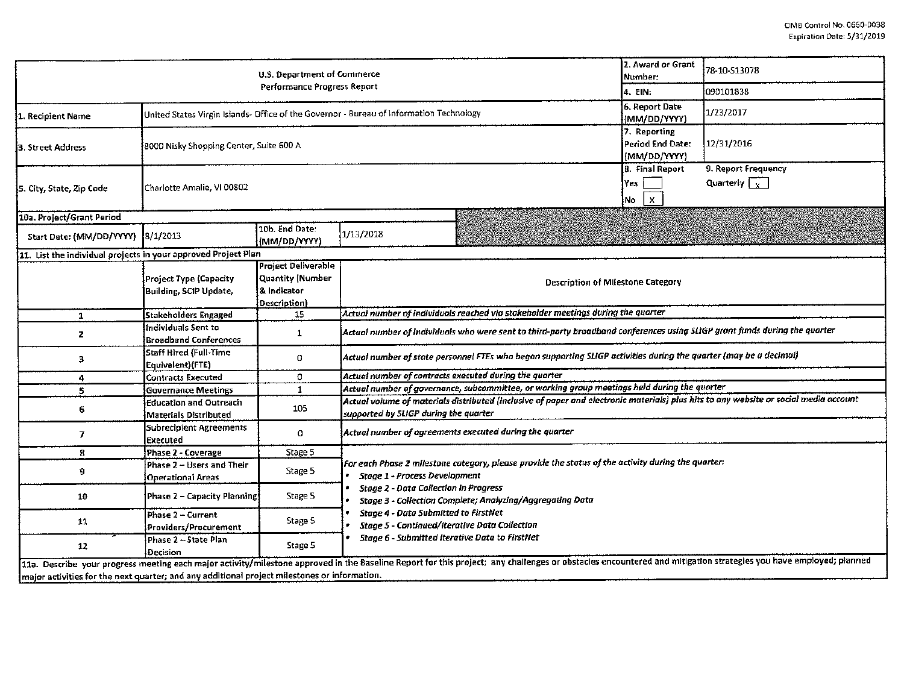OMB Control No. 0660-0038
Expiration Date: 5/31/2019

| U.S. Department of Commerce Performance Progress Report | | 2. Award or Grant Number: | 78-10-S13078 |
|---|---|---|---|
| | | 4. EIN: | 090101838 |
| 1. Recipient Name | United States Virgin Islands- Office of the Governor - Bureau of Information Technology | 6. Report Date (MM/DD/YYYY) | 1/23/2017 |
| 3. Street Address | 8000 Nisky Shopping Center, Suite 600 A | 7. Reporting Period End Date: (MM/DD/YYYY) | 12/31/2016 |
| 5. City, State, Zip Code | Charlotte Amalie, VI 00802 | 8. Final Report Yes [ ] No [X] | 9. Report Frequency Quarterly [X] |

| 10a. Project/Grant Period | | | |
|---|---|---|---|
| Start Date: (MM/DD/YYYY) | 8/1/2013 | 10b. End Date: (MM/DD/YYYY) | 1/13/2018 |

11. List the individual projects in your approved Project Plan

| | Project Type (Capacity Building, SCIP Update, | Project Deliverable Quantity (Number & Indicator Description) | Description of Milestone Category |
|---|---|---|---|
| 1 | Stakeholders Engaged | 15 | *Actual number of individuals reached via stakeholder meetings during the quarter* |
| 2 | Individuals Sent to Broadband Conferences | 1 | *Actual number of individuals who were sent to third-party broadband conferences using SLIGP grant funds during the quarter* |
| 3 | Staff Hired (Full-Time Equivalent)(FTE) | 0 | *Actual number of state personnel FTEs who began supporting SLIGP activities during the quarter (may be a decimal)* |
| 4 | Contracts Executed | 0 | *Actual number of contracts executed during the quarter* |
| 5 | Governance Meetings | 1 | *Actual number of governance, subcommittee, or working group meetings held during the quarter* |
| 6 | Education and Outreach Materials Distributed | 105 | *Actual volume of materials distributed (inclusive of paper and electronic materials) plus hits to any website or social media account supported by SLIGP during the quarter* |
| 7 | Subrecipient Agreements Executed | 0 | *Actual number of agreements executed during the quarter* |
| 8 | Phase 2 - Coverage | Stage 5 | *For each Phase 2 milestone category, please provide the status of the activity during the quarter:* <br>• *Stage 1 - Process Development* <br>• *Stage 2 - Data Collection in Progress* <br>• *Stage 3 - Collection Complete; Analyzing/Aggregating Data* <br>• *Stage 4 - Data Submitted to FirstNet* <br>• *Stage 5 - Continued/Iterative Data Collection* <br>• *Stage 6 - Submitted Iterative Data to FirstNet* |
| 9 | Phase 2 – Users and Their Operational Areas | Stage 5 | |
| 10 | Phase 2 – Capacity Planning | Stage 5 | |
| 11 | Phase 2 – Current Providers/Procurement | Stage 5 | |
| 12 | Phase 2 – State Plan Decision | Stage 5 | |

11a. Describe your progress meeting each major activity/milestone approved in the Baseline Report for this project; any challenges or obstacles encountered and mitigation strategies you have employed; planned major activities for the next quarter; and any additional project milestones or information.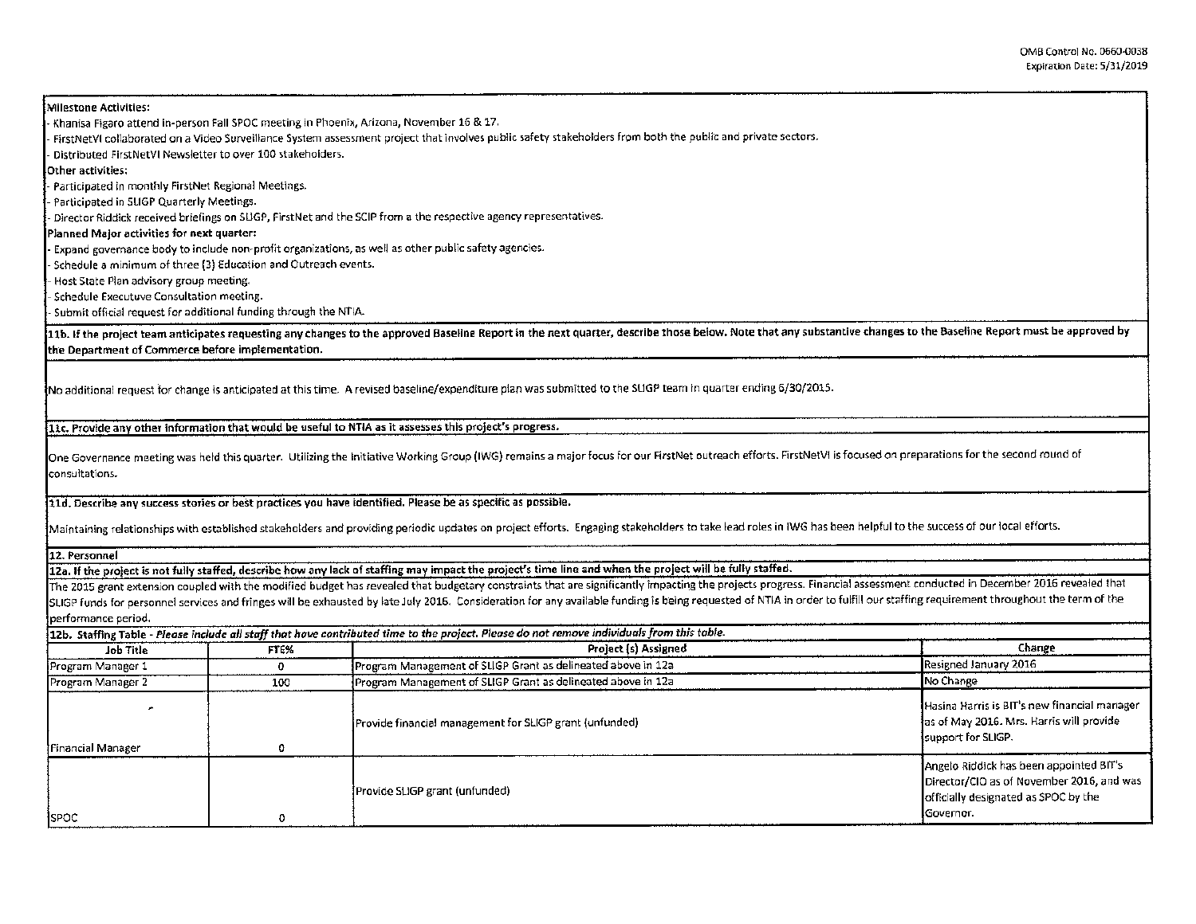**Milestone Activities:**

- Khanisa Figaro attend in-person Fall SPOC meeting in Phoenix, Arizona, November 16 & 17.
- FirstNetVI collaborated on a Video Surveillance System assessment project that involves public safety stakeholders from both the public and private sectors.
- Distributed FirstNetVI Newsletter to over 100 stakeholders.

**Other activities:**

- Participated in monthly FirstNet Regional Meetings.
- Participated in SLIGP Quarterly Meetings.
- Director Riddick received briefings on SLIGP, FirstNet and the SCIP from a the respective agency representatives.

**Planned Major activities for next quarter:**

- Expand governance body to include non-profit organizations, as well as other public safety agencies.
- Schedule a minimum of three (3) Education and Outreach events.
- Host State Plan advisory group meeting.
- Schedule Executuve Consultation meeting.
- Submit official request for additional funding through the NTIA.

**11b. If the project team anticipates requesting any changes to the approved Baseline Report in the next quarter, describe those below. Note that any substantive changes to the Baseline Report must be approved by the Department of Commerce before implementation.**

No additional request for change is anticipated at this time. A revised baseline/expenditure plan was submitted to the SLIGP team in quarter ending 6/30/2015.

**11c. Provide any other information that would be useful to NTIA as it assesses this project's progress.**

One Governance meeting was held this quarter. Utilizing the Initiative Working Group (IWG) remains a major focus for our FirstNet outreach efforts. FirstNetVI is focused on preparations for the second round of consultations.

**11d. Describe any success stories or best practices you have identified. Please be as specific as possible.**

Maintaining relationships with established stakeholders and providing periodic updates on project efforts. Engaging stakeholders to take lead roles in IWG has been helpful to the success of our local efforts.

**12. Personnel**

**12a. If the project is not fully staffed, describe how any lack of staffing may impact the project's time line and when the project will be fully staffed.**

The 2015 grant extension coupled with the modified budget has revealed that budgetary constraints that are significantly impacting the projects progress. Financial assessment conducted in December 2016 revealed that SLIGP funds for personnel services and fringes will be exhausted by late July 2016. Consideration for any available funding is being requested of NTIA in order to fulfill our staffing requirement throughout the term of the performance period.

**12b. Staffing Table** - *Please include all staff that have contributed time to the project. Please do not remove individuals from this table.*

| Job Title | FTE% | Project (s) Assigned | Change |
|---|---|---|---|
| Program Manager 1 | 0 | Program Management of SLIGP Grant as delineated above in 12a | Resigned January 2016 |
| Program Manager 2 | 100 | Program Management of SLIGP Grant as delineated above in 12a | No Change |
| Financial Manager | 0 | Provide financial management for SLIGP grant (unfunded) | Hasina Harris is BIT's new financial manager as of May 2016. Mrs. Harris will provide support for SLIGP. |
| SPOC | 0 | Provide SLIGP grant (unfunded) | Angelo Riddick has been appointed BIT's Director/CIO as of November 2016, and was officially designated as SPOC by the Governor. |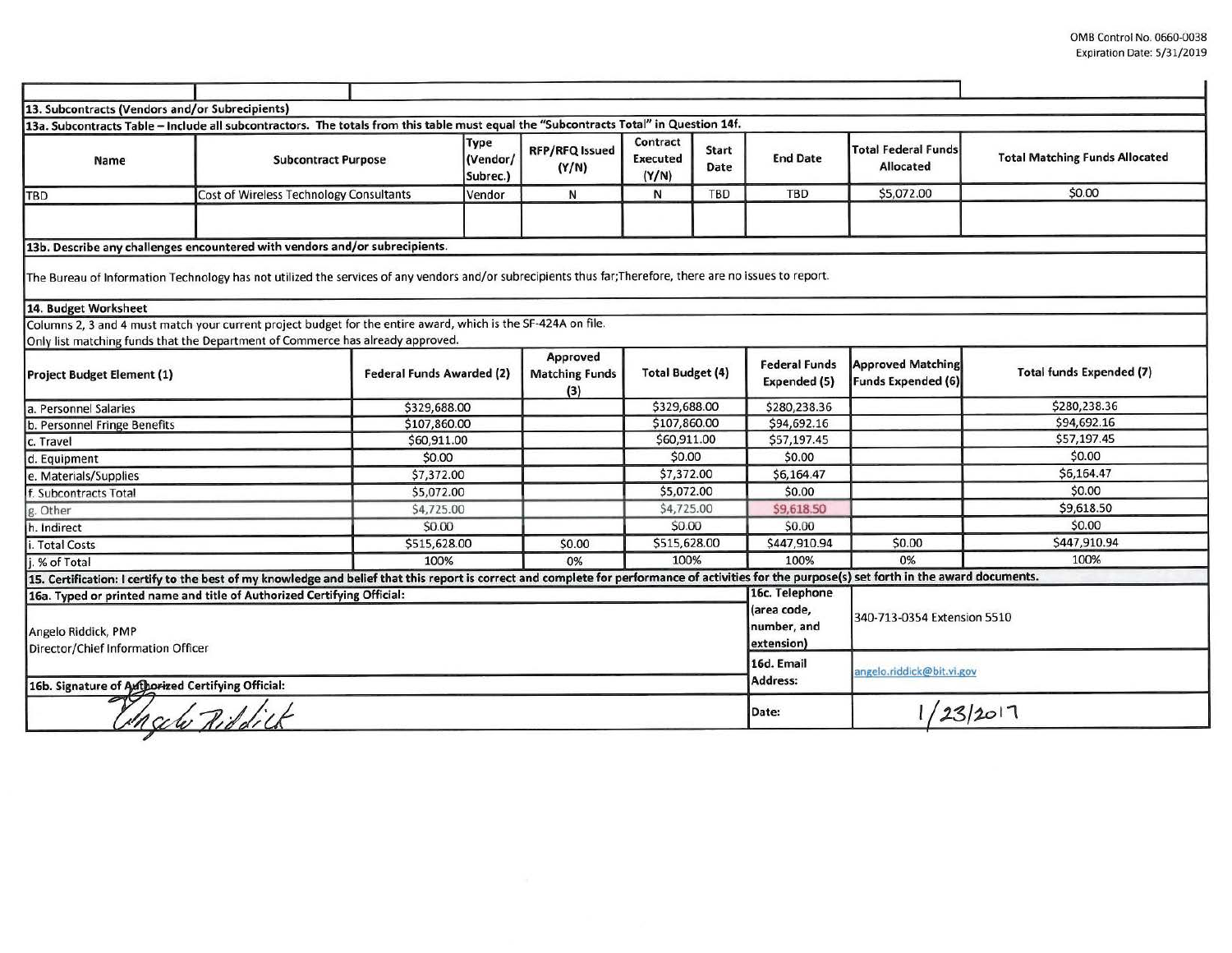OMB Control No. 0660-0038
Expiration Date: 5/31/2019

## 13. Subcontracts (Vendors and/or Subrecipients)

**13a. Subcontracts Table – Include all subcontractors. The totals from this table must equal the "Subcontracts Total" in Question 14f.**

| Name | Subcontract Purpose | Type (Vendor/ Subrec.) | RFP/RFQ Issued (Y/N) | Contract Executed (Y/N) | Start Date | End Date | Total Federal Funds Allocated | Total Matching Funds Allocated |
|---|---|---|---|---|---|---|---|---|
| TBD | Cost of Wireless Technology Consultants | Vendor | N | N | TBD | TBD | $5,072.00 | $0.00 |
| | | | | | | | | |

**13b. Describe any challenges encountered with vendors and/or subrecipients.**

The Bureau of Information Technology has not utilized the services of any vendors and/or subrecipients thus far;Therefore, there are no issues to report.

## 14. Budget Worksheet

Columns 2, 3 and 4 must match your current project budget for the entire award, which is the SF-424A on file.
Only list matching funds that the Department of Commerce has already approved.

| Project Budget Element (1) | Federal Funds Awarded (2) | Approved Matching Funds (3) | Total Budget (4) | Federal Funds Expended (5) | Approved Matching Funds Expended (6) | Total funds Expended (7) |
|---|---|---|---|---|---|---|
| a. Personnel Salaries | $329,688.00 | | $329,688.00 | $280,238.36 | | $280,238.36 |
| b. Personnel Fringe Benefits | $107,860.00 | | $107,860.00 | $94,692.16 | | $94,692.16 |
| c. Travel | $60,911.00 | | $60,911.00 | $57,197.45 | | $57,197.45 |
| d. Equipment | $0.00 | | $0.00 | $0.00 | | $0.00 |
| e. Materials/Supplies | $7,372.00 | | $7,372.00 | $6,164.47 | | $6,164.47 |
| f. Subcontracts Total | $5,072.00 | | $5,072.00 | $0.00 | | $0.00 |
| g. Other | $4,725.00 | | $4,725.00 | $9,618.50 | | $9,618.50 |
| h. Indirect | $0.00 | | $0.00 | $0.00 | | $0.00 |
| i. Total Costs | $515,628.00 | $0.00 | $515,628.00 | $447,910.94 | $0.00 | $447,910.94 |
| j. % of Total | 100% | 0% | 100% | 100% | 0% | 100% |

**15. Certification: I certify to the best of my knowledge and belief that this report is correct and complete for performance of activities for the purpose(s) set forth in the award documents.**

**16a. Typed or printed name and title of Authorized Certifying Official:**

Angelo Riddick, PMP
Director/Chief Information Officer

**16b. Signature of Authorized Certifying Official:**

Angelo Riddick

**16c. Telephone (area code, number, and extension):** 340-713-0354 Extension 5510

**16d. Email Address:** angelo.riddick@bit.vi.gov

**Date:** 1/23/2017